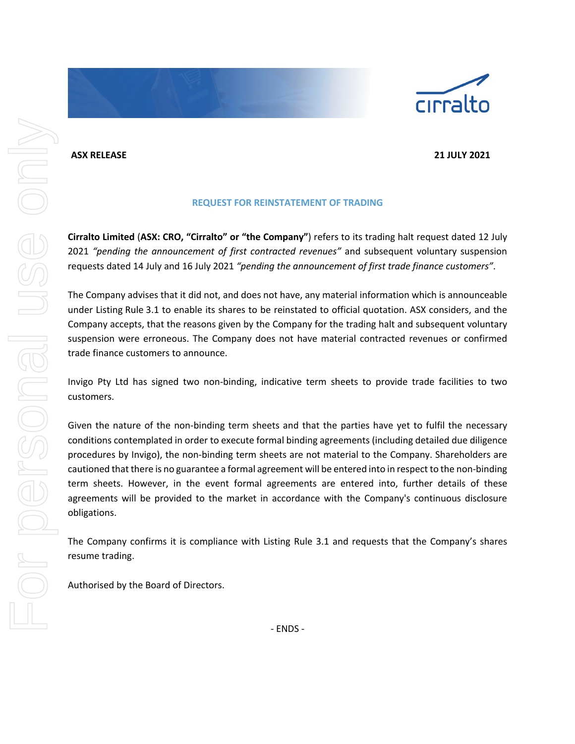**ASX RELEASE** **21 JULY 2021**

## REQUEST FOR REINSTATEMENT OF TRADING

**Cirralto Limited** (**ASX: CRO, "Cirralto" or "the Company"**) refers to its trading halt request dated 12 July 2021 *"pending the announcement of first contracted revenues"* and subsequent voluntary suspension requests dated 14 July and 16 July 2021 *"pending the announcement of first trade finance customers"*.

The Company advises that it did not, and does not have, any material information which is announceable under Listing Rule 3.1 to enable its shares to be reinstated to official quotation. ASX considers, and the Company accepts, that the reasons given by the Company for the trading halt and subsequent voluntary suspension were erroneous. The Company does not have material contracted revenues or confirmed trade finance customers to announce.

Invigo Pty Ltd has signed two non-binding, indicative term sheets to provide trade facilities to two customers.

Given the nature of the non-binding term sheets and that the parties have yet to fulfil the necessary conditions contemplated in order to execute formal binding agreements (including detailed due diligence procedures by Invigo), the non-binding term sheets are not material to the Company. Shareholders are cautioned that there is no guarantee a formal agreement will be entered into in respect to the non-binding term sheets. However, in the event formal agreements are entered into, further details of these agreements will be provided to the market in accordance with the Company's continuous disclosure obligations.

The Company confirms it is compliance with Listing Rule 3.1 and requests that the Company's shares resume trading.

Authorised by the Board of Directors.

- ENDS -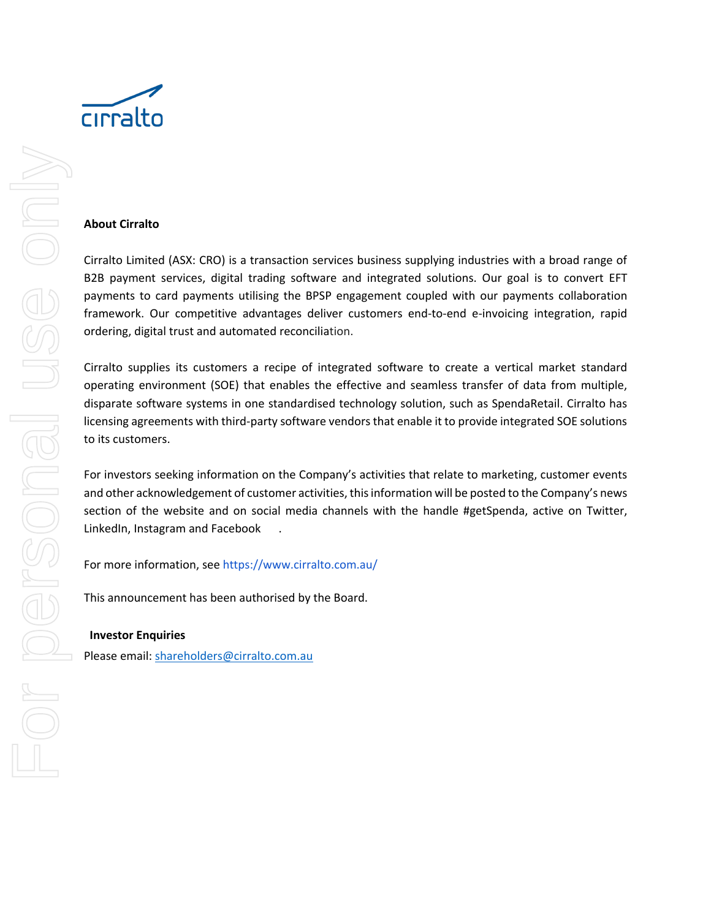**About Cirralto**

Cirralto Limited (ASX: CRO) is a transaction services business supplying industries with a broad range of B2B payment services, digital trading software and integrated solutions. Our goal is to convert EFT payments to card payments utilising the BPSP engagement coupled with our payments collaboration framework. Our competitive advantages deliver customers end-to-end e-invoicing integration, rapid ordering, digital trust and automated reconciliation.

Cirralto supplies its customers a recipe of integrated software to create a vertical market standard operating environment (SOE) that enables the effective and seamless transfer of data from multiple, disparate software systems in one standardised technology solution, such as SpendaRetail. Cirralto has licensing agreements with third-party software vendors that enable it to provide integrated SOE solutions to its customers.

For investors seeking information on the Company's activities that relate to marketing, customer events and other acknowledgement of customer activities, this information will be posted to the Company's news section of the website and on social media channels with the handle #getSpenda, active on Twitter, LinkedIn, Instagram and Facebook .

For more information, see https://www.cirralto.com.au/

This announcement has been authorised by the Board.

**Investor Enquiries**

Please email: shareholders@cirralto.com.au